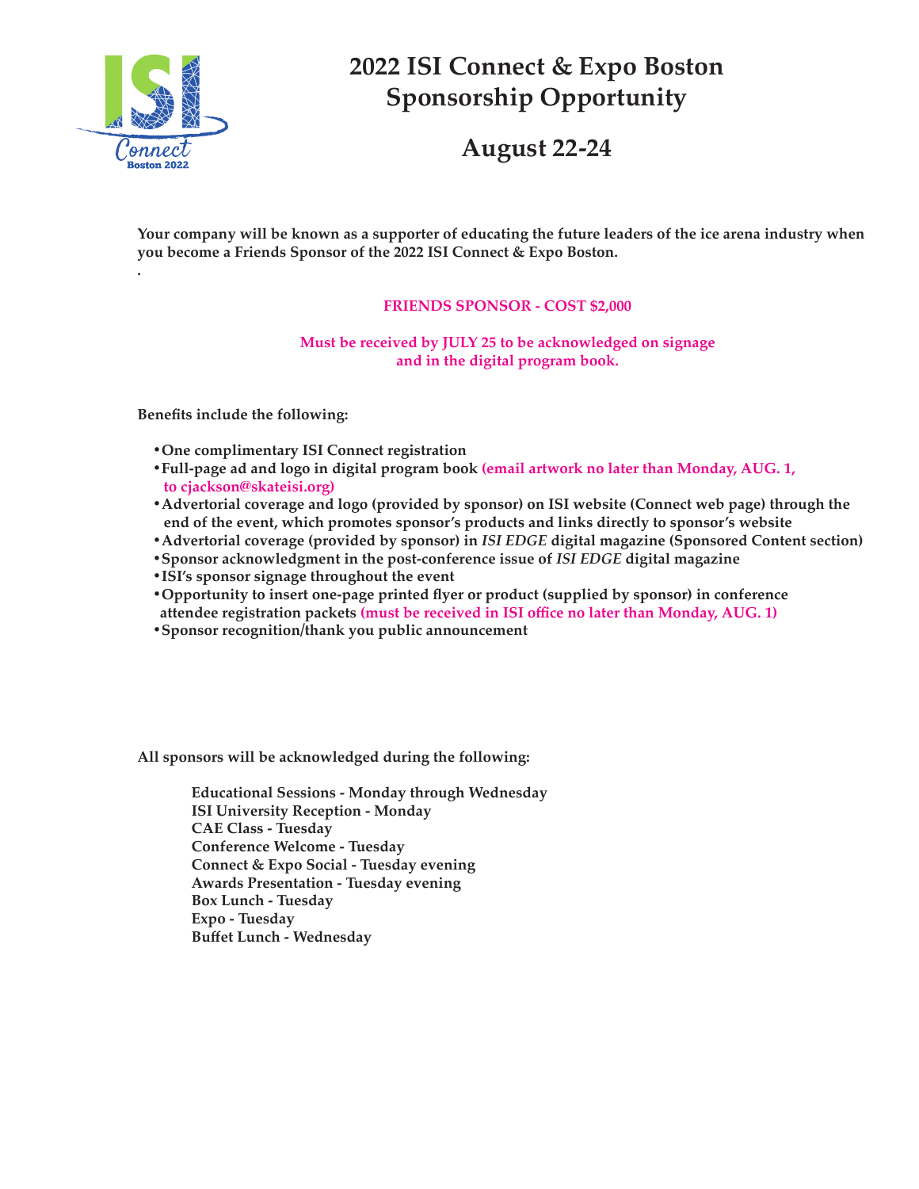# 2022 ISI Connect & Expo Boston Sponsorship Opportunity

## August 22-24

**Your company will be known as a supporter of educating the future leaders of the ice arena industry when you become a Friends Sponsor of the 2022 ISI Connect & Expo Boston.**

.

**FRIENDS SPONSOR - COST $2,000**

**Must be received by JULY 25 to be acknowledged on signage and in the digital program book.**

**Benefits include the following:**

- **One complimentary ISI Connect registration**
- **Full-page ad and logo in digital program book (email artwork no later than Monday, AUG. 1, to cjackson@skateisi.org)**
- **Advertorial coverage and logo (provided by sponsor) on ISI website (Connect web page) through the end of the event, which promotes sponsor's products and links directly to sponsor's website**
- **Advertorial coverage (provided by sponsor) in *ISI EDGE* digital magazine (Sponsored Content section)**
- **Sponsor acknowledgment in the post-conference issue of *ISI EDGE* digital magazine**
- **ISI's sponsor signage throughout the event**
- **Opportunity to insert one-page printed flyer or product (supplied by sponsor) in conference attendee registration packets (must be received in ISI office no later than Monday, AUG. 1)**
- **Sponsor recognition/thank you public announcement**

**All sponsors will be acknowledged during the following:**

**Educational Sessions - Monday through Wednesday**
**ISI University Reception - Monday**
**CAE Class - Tuesday**
**Conference Welcome - Tuesday**
**Connect & Expo Social - Tuesday evening**
**Awards Presentation - Tuesday evening**
**Box Lunch - Tuesday**
**Expo - Tuesday**
**Buffet Lunch - Wednesday**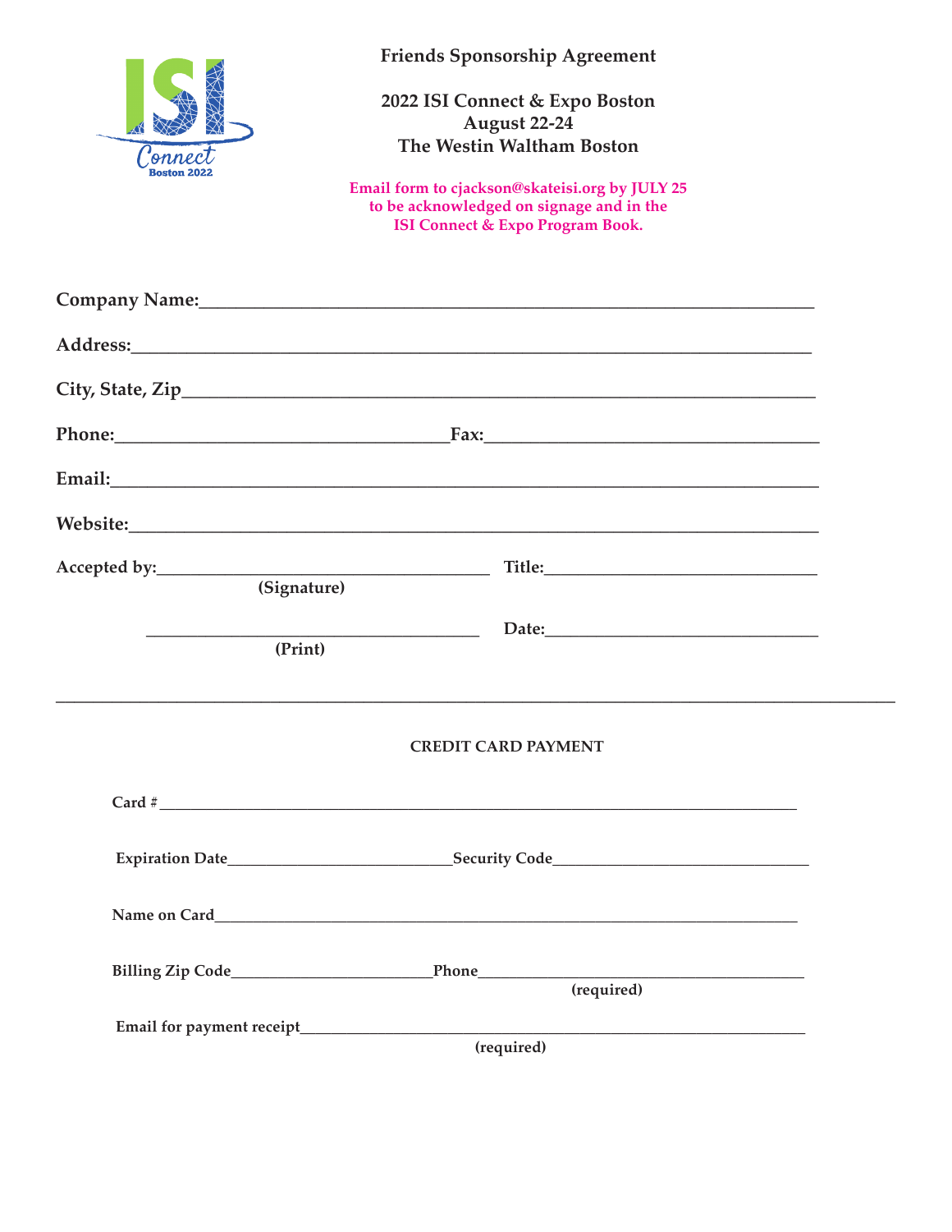**Friends Sponsorship Agreement**

**2022 ISI Connect & Expo Boston**
**August 22-24**
**The Westin Waltham Boston**

**Email form to cjackson@skateisi.org by JULY 25 to be acknowledged on signage and in the ISI Connect & Expo Program Book.**

**Company Name:**______________________________________________

**Address:**______________________________________________

**City, State, Zip**______________________________________________

**Phone:**______________________ **Fax:**______________________

**Email:**______________________________________________

**Website:**______________________________________________

**Accepted by:**______________________ **Title:**______________________
(Signature)

______________________ **Date:**______________________
(Print)

---

**CREDIT CARD PAYMENT**

**Card #**______________________________________________

**Expiration Date**______________________ **Security Code**______________________

**Name on Card**______________________________________________

**Billing Zip Code**______________________ **Phone**______________________
(required)

**Email for payment receipt**______________________________________________
(required)